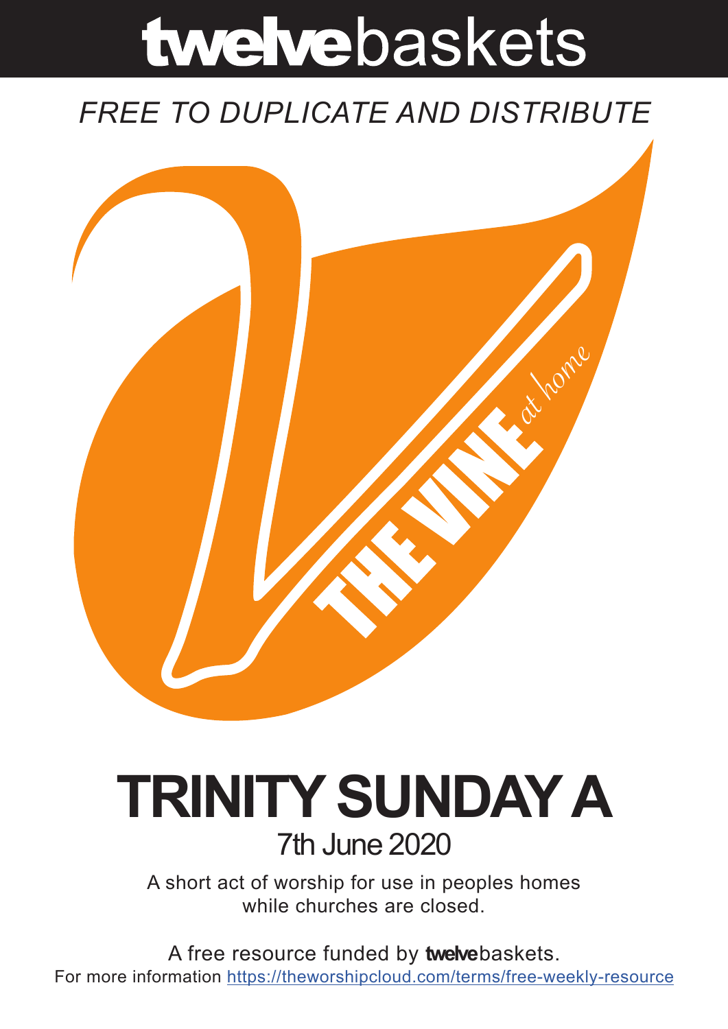# twelvebaskets

*FREE TO DUPLICATE AND DISTRIBUTE*

THE VINE *at home*

# TRINITY SUNDAY A

## 7th June 2020

A short act of worship for use in peoples homes while churches are closed.

A free resource funded by **twelve**baskets.

For more information https://theworshipcloud.com/terms/free-weekly-resource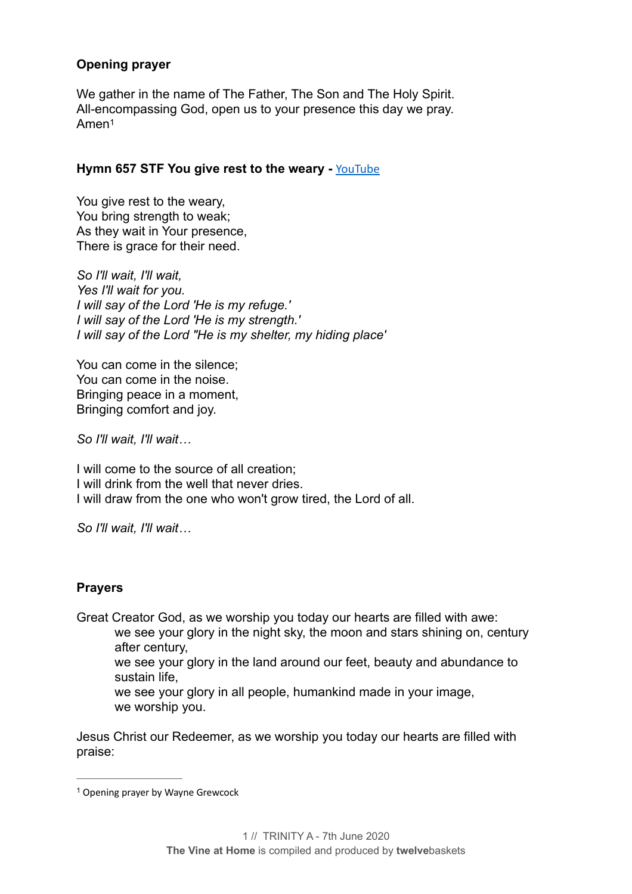**Opening prayer**

We gather in the name of The Father, The Son and The Holy Spirit.
All-encompassing God, open us to your presence this day we pray.
Amen[1]

**Hymn 657 STF You give rest to the weary -** YouTube

You give rest to the weary,
You bring strength to weak;
As they wait in Your presence,
There is grace for their need.

*So I'll wait, I'll wait,*
*Yes I'll wait for you.*
*I will say of the Lord 'He is my refuge.'*
*I will say of the Lord 'He is my strength.'*
*I will say of the Lord ''He is my shelter, my hiding place'*

You can come in the silence;
You can come in the noise.
Bringing peace in a moment,
Bringing comfort and joy.

*So I'll wait, I'll wait…*

I will come to the source of all creation;
I will drink from the well that never dries.
I will draw from the one who won't grow tired, the Lord of all.

*So I'll wait, I'll wait…*

**Prayers**

Great Creator God, as we worship you today our hearts are filled with awe:
    we see your glory in the night sky, the moon and stars shining on, century after century,
    we see your glory in the land around our feet, beauty and abundance to sustain life,
    we see your glory in all people, humankind made in your image,
    we worship you.

Jesus Christ our Redeemer, as we worship you today our hearts are filled with praise:

[1] Opening prayer by Wayne Grewcock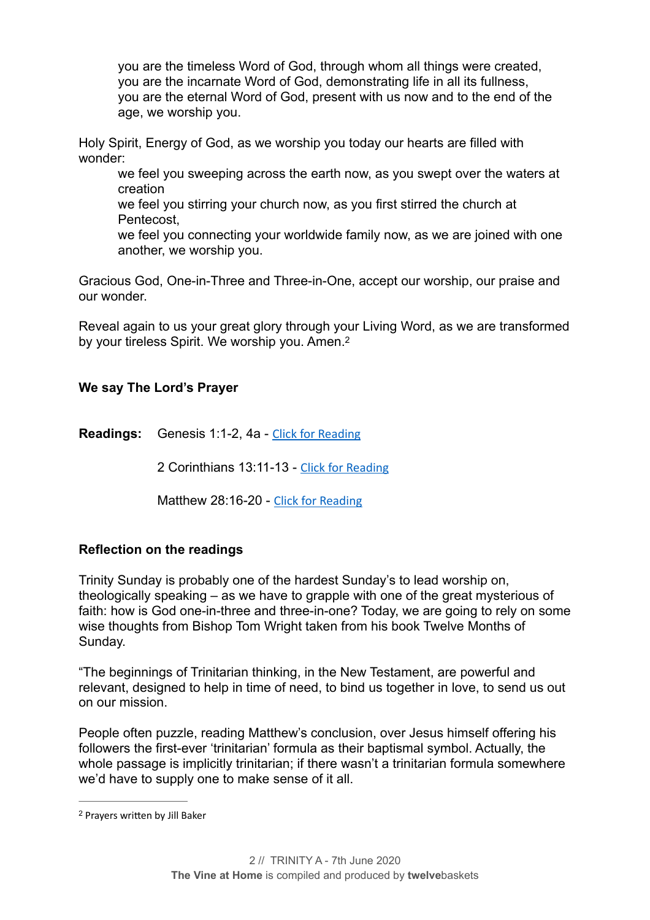you are the timeless Word of God, through whom all things were created,
you are the incarnate Word of God, demonstrating life in all its fullness,
you are the eternal Word of God, present with us now and to the end of the age, we worship you.

Holy Spirit, Energy of God, as we worship you today our hearts are filled with wonder:

we feel you sweeping across the earth now, as you swept over the waters at creation
we feel you stirring your church now, as you first stirred the church at Pentecost,
we feel you connecting your worldwide family now, as we are joined with one another, we worship you.

Gracious God, One-in-Three and Three-in-One, accept our worship, our praise and our wonder.

Reveal again to us your great glory through your Living Word, as we are transformed by your tireless Spirit. We worship you. Amen.[2]

**We say The Lord's Prayer**

**Readings:** Genesis 1:1-2, 4a - Click for Reading

2 Corinthians 13:11-13 - Click for Reading

Matthew 28:16-20 - Click for Reading

**Reflection on the readings**

Trinity Sunday is probably one of the hardest Sunday's to lead worship on, theologically speaking – as we have to grapple with one of the great mysterious of faith: how is God one-in-three and three-in-one? Today, we are going to rely on some wise thoughts from Bishop Tom Wright taken from his book Twelve Months of Sunday.

"The beginnings of Trinitarian thinking, in the New Testament, are powerful and relevant, designed to help in time of need, to bind us together in love, to send us out on our mission.

People often puzzle, reading Matthew's conclusion, over Jesus himself offering his followers the first-ever 'trinitarian' formula as their baptismal symbol. Actually, the whole passage is implicitly trinitarian; if there wasn't a trinitarian formula somewhere we'd have to supply one to make sense of it all.

[2] Prayers written by Jill Baker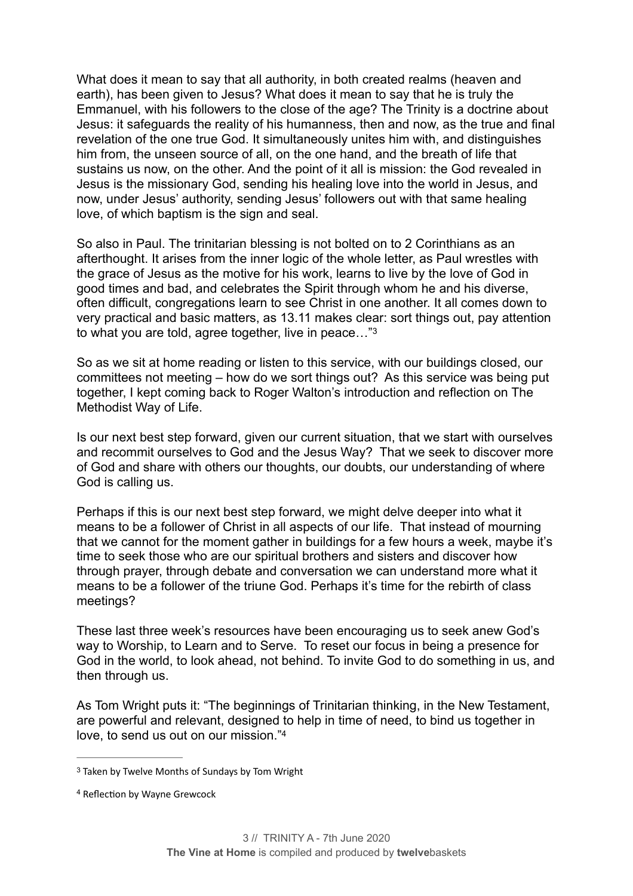What does it mean to say that all authority, in both created realms (heaven and earth), has been given to Jesus? What does it mean to say that he is truly the Emmanuel, with his followers to the close of the age? The Trinity is a doctrine about Jesus: it safeguards the reality of his humanness, then and now, as the true and final revelation of the one true God. It simultaneously unites him with, and distinguishes him from, the unseen source of all, on the one hand, and the breath of life that sustains us now, on the other. And the point of it all is mission: the God revealed in Jesus is the missionary God, sending his healing love into the world in Jesus, and now, under Jesus' authority, sending Jesus' followers out with that same healing love, of which baptism is the sign and seal.

So also in Paul. The trinitarian blessing is not bolted on to 2 Corinthians as an afterthought. It arises from the inner logic of the whole letter, as Paul wrestles with the grace of Jesus as the motive for his work, learns to live by the love of God in good times and bad, and celebrates the Spirit through whom he and his diverse, often difficult, congregations learn to see Christ in one another. It all comes down to very practical and basic matters, as 13.11 makes clear: sort things out, pay attention to what you are told, agree together, live in peace…"[3]

So as we sit at home reading or listen to this service, with our buildings closed, our committees not meeting – how do we sort things out? As this service was being put together, I kept coming back to Roger Walton's introduction and reflection on The Methodist Way of Life.

Is our next best step forward, given our current situation, that we start with ourselves and recommit ourselves to God and the Jesus Way? That we seek to discover more of God and share with others our thoughts, our doubts, our understanding of where God is calling us.

Perhaps if this is our next best step forward, we might delve deeper into what it means to be a follower of Christ in all aspects of our life. That instead of mourning that we cannot for the moment gather in buildings for a few hours a week, maybe it's time to seek those who are our spiritual brothers and sisters and discover how through prayer, through debate and conversation we can understand more what it means to be a follower of the triune God. Perhaps it's time for the rebirth of class meetings?

These last three week's resources have been encouraging us to seek anew God's way to Worship, to Learn and to Serve. To reset our focus in being a presence for God in the world, to look ahead, not behind. To invite God to do something in us, and then through us.

As Tom Wright puts it: "The beginnings of Trinitarian thinking, in the New Testament, are powerful and relevant, designed to help in time of need, to bind us together in love, to send us out on our mission."[4]

---

[3] Taken by Twelve Months of Sundays by Tom Wright

[4] Reflection by Wayne Grewcock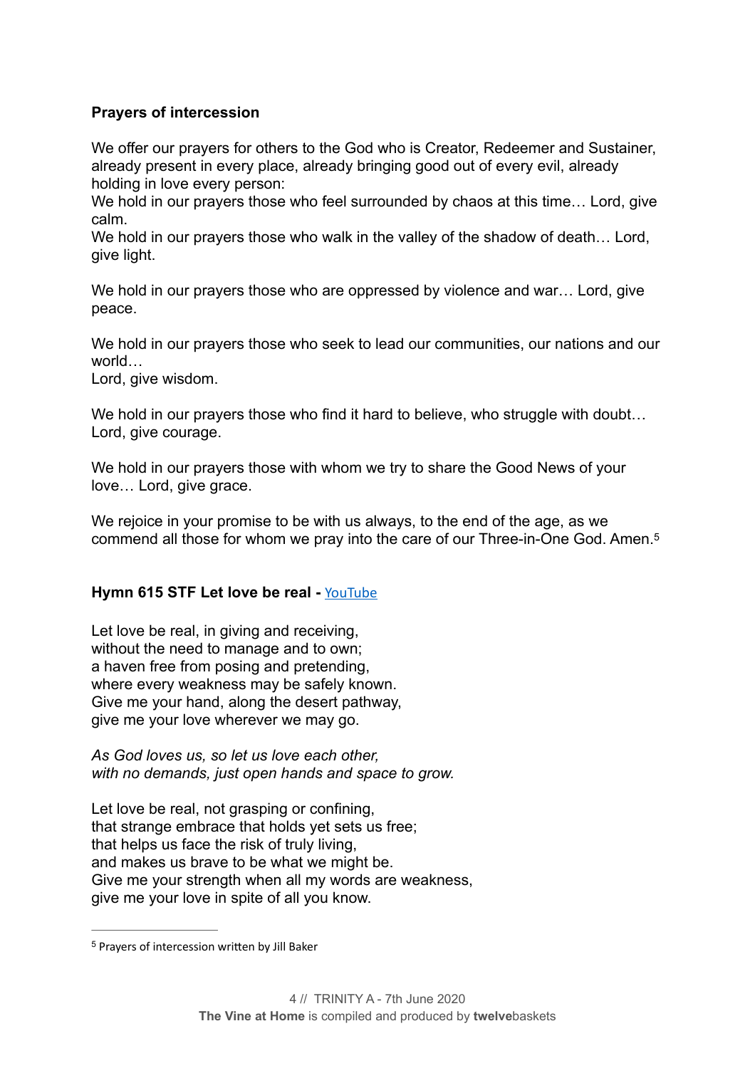**Prayers of intercession**

We offer our prayers for others to the God who is Creator, Redeemer and Sustainer, already present in every place, already bringing good out of every evil, already holding in love every person:
We hold in our prayers those who feel surrounded by chaos at this time… Lord, give calm.
We hold in our prayers those who walk in the valley of the shadow of death… Lord, give light.

We hold in our prayers those who are oppressed by violence and war… Lord, give peace.

We hold in our prayers those who seek to lead our communities, our nations and our world…
Lord, give wisdom.

We hold in our prayers those who find it hard to believe, who struggle with doubt…
Lord, give courage.

We hold in our prayers those with whom we try to share the Good News of your love… Lord, give grace.

We rejoice in your promise to be with us always, to the end of the age, as we commend all those for whom we pray into the care of our Three-in-One God. Amen.[5]

**Hymn 615 STF Let love be real -** YouTube

Let love be real, in giving and receiving,
without the need to manage and to own;
a haven free from posing and pretending,
where every weakness may be safely known.
Give me your hand, along the desert pathway,
give me your love wherever we may go.

*As God loves us, so let us love each other,*
*with no demands, just open hands and space to grow.*

Let love be real, not grasping or confining,
that strange embrace that holds yet sets us free;
that helps us face the risk of truly living,
and makes us brave to be what we might be.
Give me your strength when all my words are weakness,
give me your love in spite of all you know.

[5] Prayers of intercession written by Jill Baker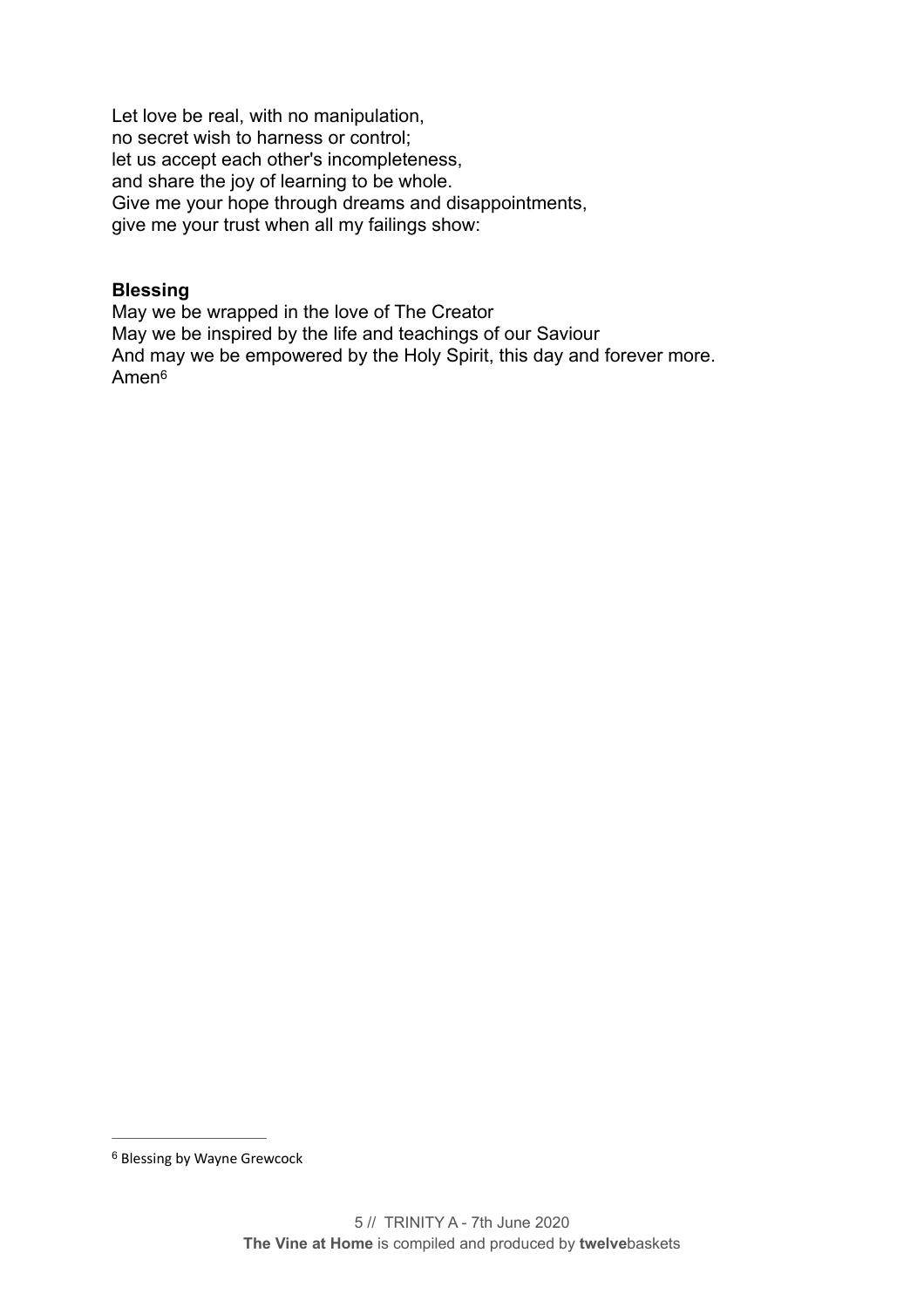Let love be real, with no manipulation,
no secret wish to harness or control;
let us accept each other's incompleteness,
and share the joy of learning to be whole.
Give me your hope through dreams and disappointments,
give me your trust when all my failings show:

**Blessing**

May we be wrapped in the love of The Creator
May we be inspired by the life and teachings of our Saviour
And may we be empowered by the Holy Spirit, this day and forever more.
Amen[6]

[6] Blessing by Wayne Grewcock